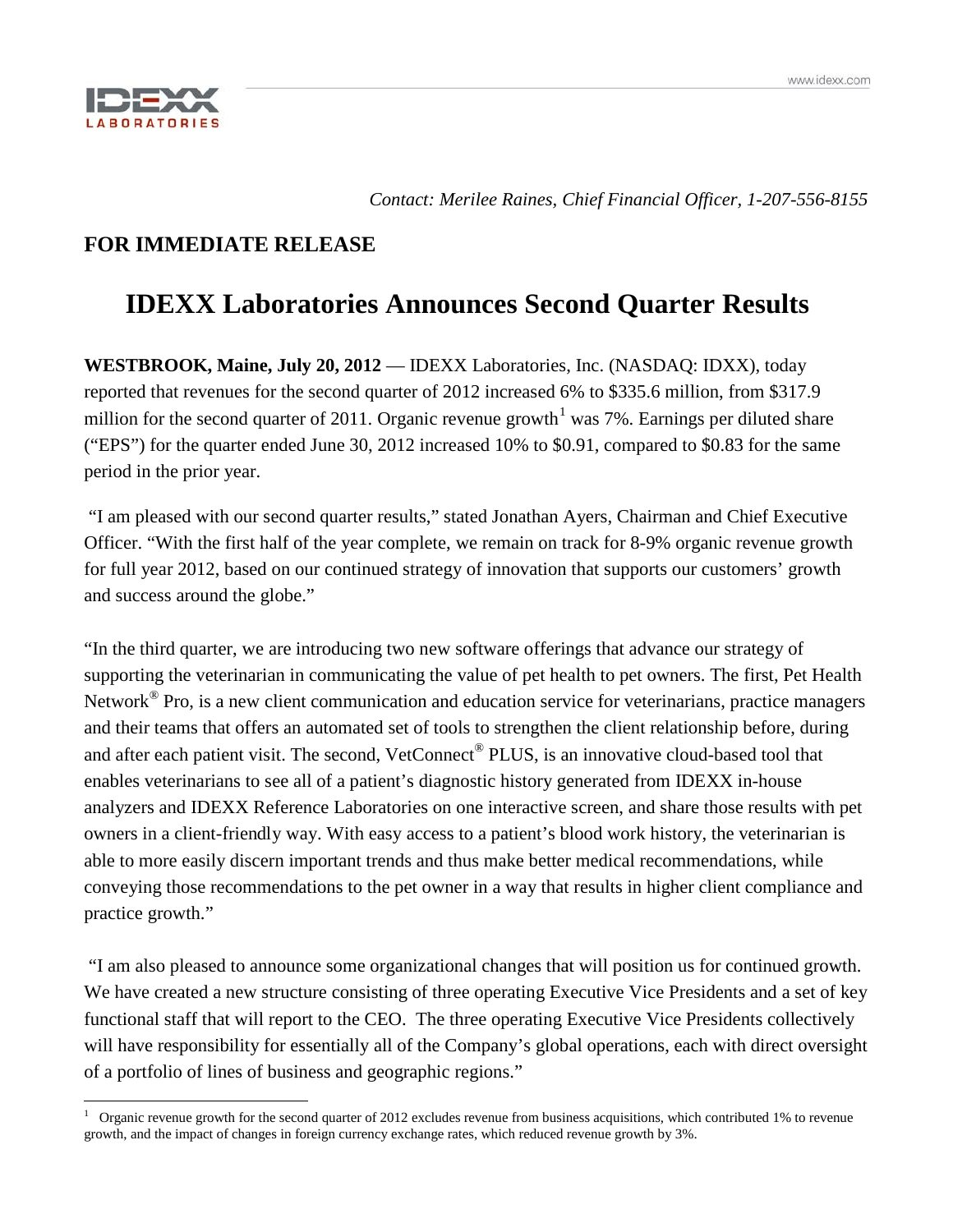*Contact: Merilee Raines, Chief Financial Officer, 1-207-556-8155*

**FOR IMMEDIATE RELEASE**

# IDEXX Laboratories Announces Second Quarter Results

**WESTBROOK, Maine, July 20, 2012** — IDEXX Laboratories, Inc. (NASDAQ: IDXX), today reported that revenues for the second quarter of 2012 increased 6% to $335.6 million, from $317.9 million for the second quarter of 2011. Organic revenue growth[1] was 7%. Earnings per diluted share ("EPS") for the quarter ended June 30, 2012 increased 10% to $0.91, compared to $0.83 for the same period in the prior year.

"I am pleased with our second quarter results," stated Jonathan Ayers, Chairman and Chief Executive Officer. "With the first half of the year complete, we remain on track for 8-9% organic revenue growth for full year 2012, based on our continued strategy of innovation that supports our customers' growth and success around the globe."

"In the third quarter, we are introducing two new software offerings that advance our strategy of supporting the veterinarian in communicating the value of pet health to pet owners. The first, Pet Health Network® Pro, is a new client communication and education service for veterinarians, practice managers and their teams that offers an automated set of tools to strengthen the client relationship before, during and after each patient visit. The second, VetConnect® PLUS, is an innovative cloud-based tool that enables veterinarians to see all of a patient's diagnostic history generated from IDEXX in-house analyzers and IDEXX Reference Laboratories on one interactive screen, and share those results with pet owners in a client-friendly way. With easy access to a patient's blood work history, the veterinarian is able to more easily discern important trends and thus make better medical recommendations, while conveying those recommendations to the pet owner in a way that results in higher client compliance and practice growth."

"I am also pleased to announce some organizational changes that will position us for continued growth. We have created a new structure consisting of three operating Executive Vice Presidents and a set of key functional staff that will report to the CEO. The three operating Executive Vice Presidents collectively will have responsibility for essentially all of the Company's global operations, each with direct oversight of a portfolio of lines of business and geographic regions."

---

[1] Organic revenue growth for the second quarter of 2012 excludes revenue from business acquisitions, which contributed 1% to revenue growth, and the impact of changes in foreign currency exchange rates, which reduced revenue growth by 3%.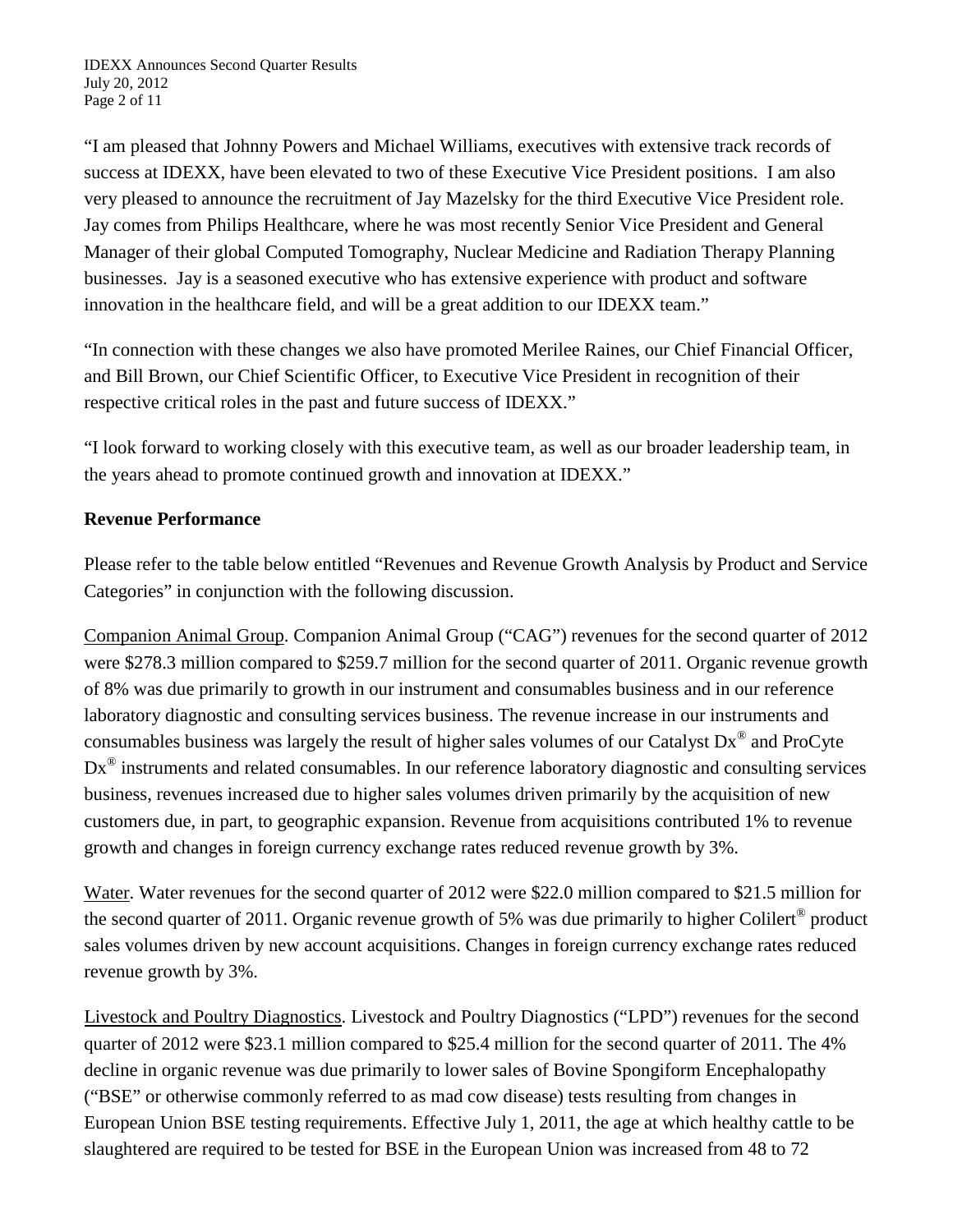"I am pleased that Johnny Powers and Michael Williams, executives with extensive track records of success at IDEXX, have been elevated to two of these Executive Vice President positions. I am also very pleased to announce the recruitment of Jay Mazelsky for the third Executive Vice President role. Jay comes from Philips Healthcare, where he was most recently Senior Vice President and General Manager of their global Computed Tomography, Nuclear Medicine and Radiation Therapy Planning businesses. Jay is a seasoned executive who has extensive experience with product and software innovation in the healthcare field, and will be a great addition to our IDEXX team."

"In connection with these changes we also have promoted Merilee Raines, our Chief Financial Officer, and Bill Brown, our Chief Scientific Officer, to Executive Vice President in recognition of their respective critical roles in the past and future success of IDEXX."

"I look forward to working closely with this executive team, as well as our broader leadership team, in the years ahead to promote continued growth and innovation at IDEXX."

**Revenue Performance**

Please refer to the table below entitled "Revenues and Revenue Growth Analysis by Product and Service Categories" in conjunction with the following discussion.

Companion Animal Group. Companion Animal Group ("CAG") revenues for the second quarter of 2012 were $278.3 million compared to $259.7 million for the second quarter of 2011. Organic revenue growth of 8% was due primarily to growth in our instrument and consumables business and in our reference laboratory diagnostic and consulting services business. The revenue increase in our instruments and consumables business was largely the result of higher sales volumes of our Catalyst Dx® and ProCyte Dx® instruments and related consumables. In our reference laboratory diagnostic and consulting services business, revenues increased due to higher sales volumes driven primarily by the acquisition of new customers due, in part, to geographic expansion. Revenue from acquisitions contributed 1% to revenue growth and changes in foreign currency exchange rates reduced revenue growth by 3%.

Water. Water revenues for the second quarter of 2012 were $22.0 million compared to $21.5 million for the second quarter of 2011. Organic revenue growth of 5% was due primarily to higher Colilert® product sales volumes driven by new account acquisitions. Changes in foreign currency exchange rates reduced revenue growth by 3%.

Livestock and Poultry Diagnostics. Livestock and Poultry Diagnostics ("LPD") revenues for the second quarter of 2012 were $23.1 million compared to $25.4 million for the second quarter of 2011. The 4% decline in organic revenue was due primarily to lower sales of Bovine Spongiform Encephalopathy ("BSE" or otherwise commonly referred to as mad cow disease) tests resulting from changes in European Union BSE testing requirements. Effective July 1, 2011, the age at which healthy cattle to be slaughtered are required to be tested for BSE in the European Union was increased from 48 to 72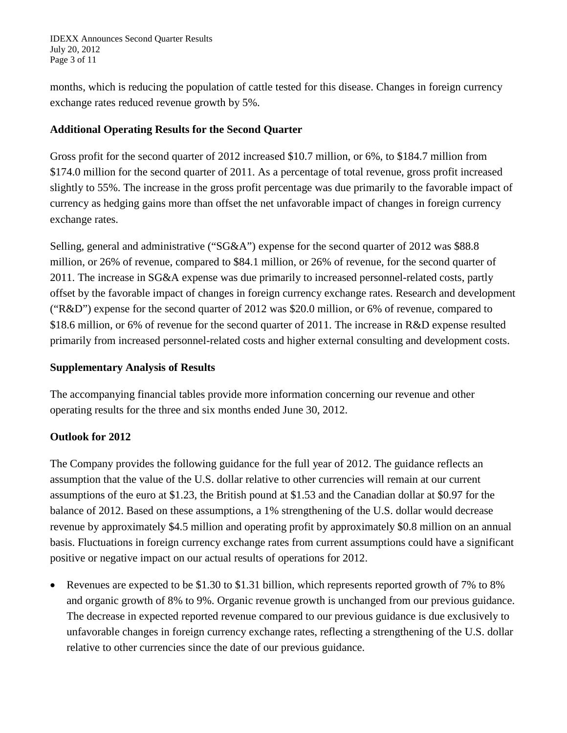months, which is reducing the population of cattle tested for this disease. Changes in foreign currency exchange rates reduced revenue growth by 5%.

**Additional Operating Results for the Second Quarter**

Gross profit for the second quarter of 2012 increased $10.7 million, or 6%, to $184.7 million from $174.0 million for the second quarter of 2011. As a percentage of total revenue, gross profit increased slightly to 55%. The increase in the gross profit percentage was due primarily to the favorable impact of currency as hedging gains more than offset the net unfavorable impact of changes in foreign currency exchange rates.

Selling, general and administrative ("SG&A") expense for the second quarter of 2012 was $88.8 million, or 26% of revenue, compared to $84.1 million, or 26% of revenue, for the second quarter of 2011. The increase in SG&A expense was due primarily to increased personnel-related costs, partly offset by the favorable impact of changes in foreign currency exchange rates. Research and development ("R&D") expense for the second quarter of 2012 was $20.0 million, or 6% of revenue, compared to $18.6 million, or 6% of revenue for the second quarter of 2011. The increase in R&D expense resulted primarily from increased personnel-related costs and higher external consulting and development costs.

**Supplementary Analysis of Results**

The accompanying financial tables provide more information concerning our revenue and other operating results for the three and six months ended June 30, 2012.

**Outlook for 2012**

The Company provides the following guidance for the full year of 2012. The guidance reflects an assumption that the value of the U.S. dollar relative to other currencies will remain at our current assumptions of the euro at $1.23, the British pound at $1.53 and the Canadian dollar at $0.97 for the balance of 2012. Based on these assumptions, a 1% strengthening of the U.S. dollar would decrease revenue by approximately $4.5 million and operating profit by approximately $0.8 million on an annual basis. Fluctuations in foreign currency exchange rates from current assumptions could have a significant positive or negative impact on our actual results of operations for 2012.

- Revenues are expected to be $1.30 to $1.31 billion, which represents reported growth of 7% to 8% and organic growth of 8% to 9%. Organic revenue growth is unchanged from our previous guidance. The decrease in expected reported revenue compared to our previous guidance is due exclusively to unfavorable changes in foreign currency exchange rates, reflecting a strengthening of the U.S. dollar relative to other currencies since the date of our previous guidance.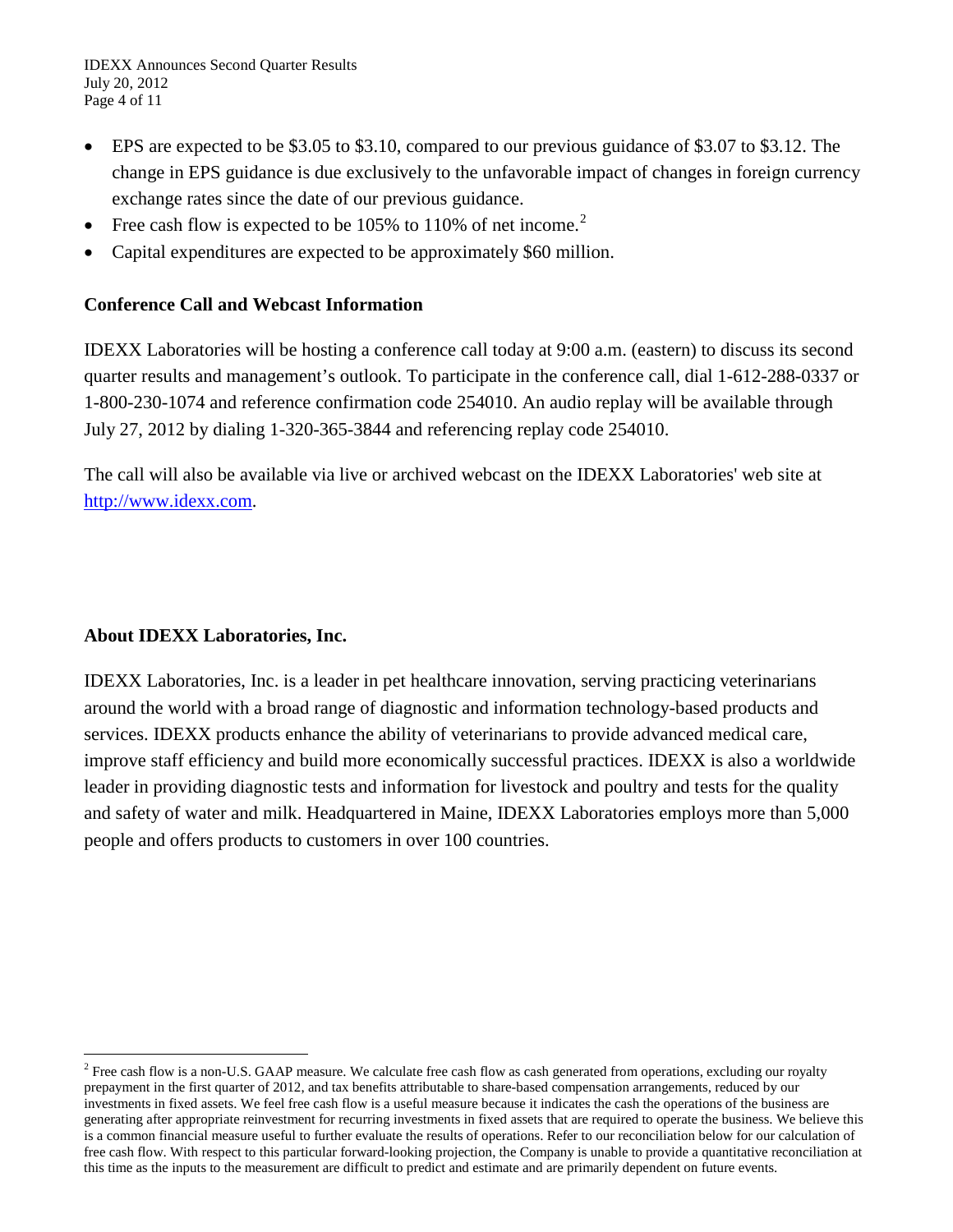- EPS are expected to be $3.05 to $3.10, compared to our previous guidance of $3.07 to $3.12. The change in EPS guidance is due exclusively to the unfavorable impact of changes in foreign currency exchange rates since the date of our previous guidance.
- Free cash flow is expected to be 105% to 110% of net income.[2]
- Capital expenditures are expected to be approximately $60 million.

**Conference Call and Webcast Information**

IDEXX Laboratories will be hosting a conference call today at 9:00 a.m. (eastern) to discuss its second quarter results and management's outlook. To participate in the conference call, dial 1-612-288-0337 or 1-800-230-1074 and reference confirmation code 254010. An audio replay will be available through July 27, 2012 by dialing 1-320-365-3844 and referencing replay code 254010.

The call will also be available via live or archived webcast on the IDEXX Laboratories' web site at http://www.idexx.com.

**About IDEXX Laboratories, Inc.**

IDEXX Laboratories, Inc. is a leader in pet healthcare innovation, serving practicing veterinarians around the world with a broad range of diagnostic and information technology-based products and services. IDEXX products enhance the ability of veterinarians to provide advanced medical care, improve staff efficiency and build more economically successful practices. IDEXX is also a worldwide leader in providing diagnostic tests and information for livestock and poultry and tests for the quality and safety of water and milk. Headquartered in Maine, IDEXX Laboratories employs more than 5,000 people and offers products to customers in over 100 countries.

---

[2] Free cash flow is a non-U.S. GAAP measure. We calculate free cash flow as cash generated from operations, excluding our royalty prepayment in the first quarter of 2012, and tax benefits attributable to share-based compensation arrangements, reduced by our investments in fixed assets. We feel free cash flow is a useful measure because it indicates the cash the operations of the business are generating after appropriate reinvestment for recurring investments in fixed assets that are required to operate the business. We believe this is a common financial measure useful to further evaluate the results of operations. Refer to our reconciliation below for our calculation of free cash flow. With respect to this particular forward-looking projection, the Company is unable to provide a quantitative reconciliation at this time as the inputs to the measurement are difficult to predict and estimate and are primarily dependent on future events.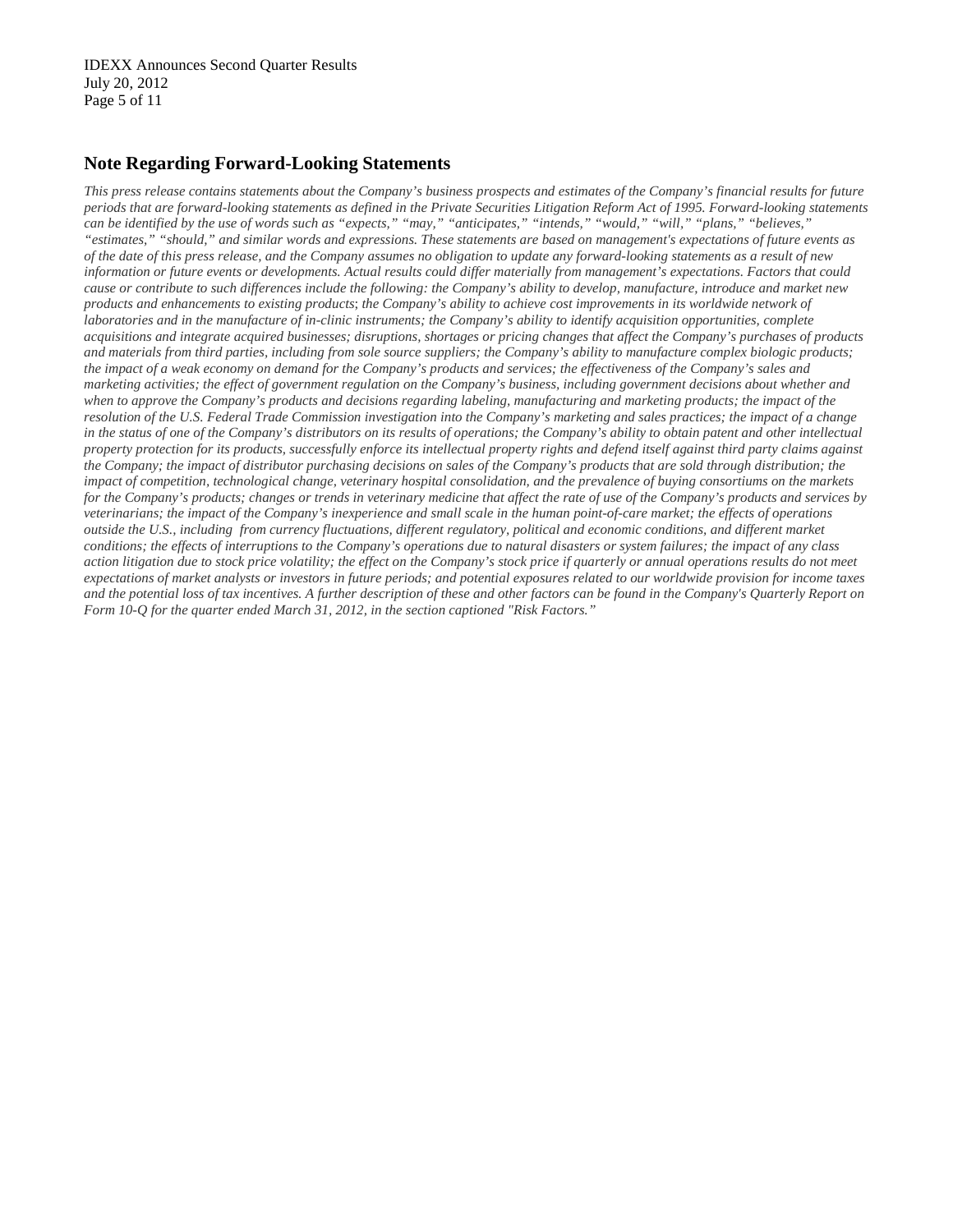## Note Regarding Forward-Looking Statements

*This press release contains statements about the Company's business prospects and estimates of the Company's financial results for future periods that are forward-looking statements as defined in the Private Securities Litigation Reform Act of 1995. Forward-looking statements can be identified by the use of words such as "expects," "may," "anticipates," "intends," "would," "will," "plans," "believes," "estimates," "should," and similar words and expressions. These statements are based on management's expectations of future events as of the date of this press release, and the Company assumes no obligation to update any forward-looking statements as a result of new information or future events or developments. Actual results could differ materially from management's expectations. Factors that could cause or contribute to such differences include the following: the Company's ability to develop, manufacture, introduce and market new products and enhancements to existing products; the Company's ability to achieve cost improvements in its worldwide network of laboratories and in the manufacture of in-clinic instruments; the Company's ability to identify acquisition opportunities, complete acquisitions and integrate acquired businesses; disruptions, shortages or pricing changes that affect the Company's purchases of products and materials from third parties, including from sole source suppliers; the Company's ability to manufacture complex biologic products; the impact of a weak economy on demand for the Company's products and services; the effectiveness of the Company's sales and marketing activities; the effect of government regulation on the Company's business, including government decisions about whether and when to approve the Company's products and decisions regarding labeling, manufacturing and marketing products; the impact of the resolution of the U.S. Federal Trade Commission investigation into the Company's marketing and sales practices; the impact of a change in the status of one of the Company's distributors on its results of operations; the Company's ability to obtain patent and other intellectual property protection for its products, successfully enforce its intellectual property rights and defend itself against third party claims against the Company; the impact of distributor purchasing decisions on sales of the Company's products that are sold through distribution; the impact of competition, technological change, veterinary hospital consolidation, and the prevalence of buying consortiums on the markets for the Company's products; changes or trends in veterinary medicine that affect the rate of use of the Company's products and services by veterinarians; the impact of the Company's inexperience and small scale in the human point-of-care market; the effects of operations outside the U.S., including from currency fluctuations, different regulatory, political and economic conditions, and different market conditions; the effects of interruptions to the Company's operations due to natural disasters or system failures; the impact of any class action litigation due to stock price volatility; the effect on the Company's stock price if quarterly or annual operations results do not meet expectations of market analysts or investors in future periods; and potential exposures related to our worldwide provision for income taxes and the potential loss of tax incentives. A further description of these and other factors can be found in the Company's Quarterly Report on Form 10-Q for the quarter ended March 31, 2012, in the section captioned "Risk Factors."*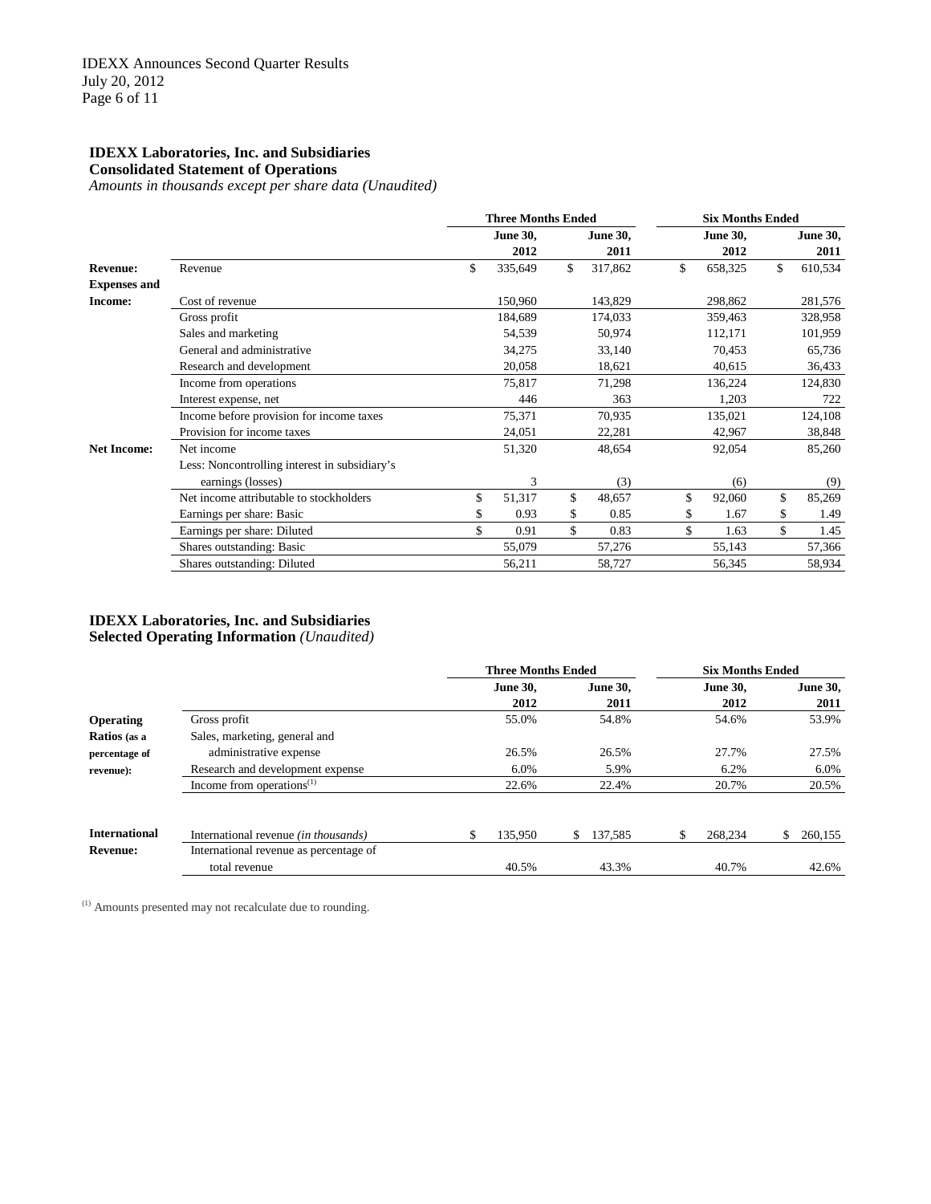## IDEXX Laboratories, Inc. and Subsidiaries

**Consolidated Statement of Operations**

*Amounts in thousands except per share data (Unaudited)*

| | | Three Months Ended | | Six Months Ended | |
|---|---|---|---|---|---|
| | | June 30, 2012 | June 30, 2011 | June 30, 2012 | June 30, 2011 |
| **Revenue:** | Revenue | $ 335,649 | $ 317,862 | $ 658,325 | $ 610,534 |
| **Expenses and Income:** | Cost of revenue | 150,960 | 143,829 | 298,862 | 281,576 |
| | Gross profit | 184,689 | 174,033 | 359,463 | 328,958 |
| | Sales and marketing | 54,539 | 50,974 | 112,171 | 101,959 |
| | General and administrative | 34,275 | 33,140 | 70,453 | 65,736 |
| | Research and development | 20,058 | 18,621 | 40,615 | 36,433 |
| | Income from operations | 75,817 | 71,298 | 136,224 | 124,830 |
| | Interest expense, net | 446 | 363 | 1,203 | 722 |
| | Income before provision for income taxes | 75,371 | 70,935 | 135,021 | 124,108 |
| | Provision for income taxes | 24,051 | 22,281 | 42,967 | 38,848 |
| **Net Income:** | Net income | 51,320 | 48,654 | 92,054 | 85,260 |
| | Less: Noncontrolling interest in subsidiary's earnings (losses) | 3 | (3) | (6) | (9) |
| | Net income attributable to stockholders | $ 51,317 | $ 48,657 | $ 92,060 | $ 85,269 |
| | Earnings per share: Basic | $ 0.93 | $ 0.85 | $ 1.67 | $ 1.49 |
| | Earnings per share: Diluted | $ 0.91 | $ 0.83 | $ 1.63 | $ 1.45 |
| | Shares outstanding: Basic | 55,079 | 57,276 | 55,143 | 57,366 |
| | Shares outstanding: Diluted | 56,211 | 58,727 | 56,345 | 58,934 |

## IDEXX Laboratories, Inc. and Subsidiaries

**Selected Operating Information** *(Unaudited)*

| | | Three Months Ended | | Six Months Ended | |
|---|---|---|---|---|---|
| | | June 30, 2012 | June 30, 2011 | June 30, 2012 | June 30, 2011 |
| **Operating Ratios** (as a percentage of revenue): | Gross profit | 55.0% | 54.8% | 54.6% | 53.9% |
| | Sales, marketing, general and administrative expense | 26.5% | 26.5% | 27.7% | 27.5% |
| | Research and development expense | 6.0% | 5.9% | 6.2% | 6.0% |
| | Income from operations[(1)] | 22.6% | 22.4% | 20.7% | 20.5% |
| **International Revenue:** | International revenue *(in thousands)* | $ 135,950 | $ 137,585 | $ 268,234 | $ 260,155 |
| | International revenue as percentage of total revenue | 40.5% | 43.3% | 40.7% | 42.6% |

[(1)] Amounts presented may not recalculate due to rounding.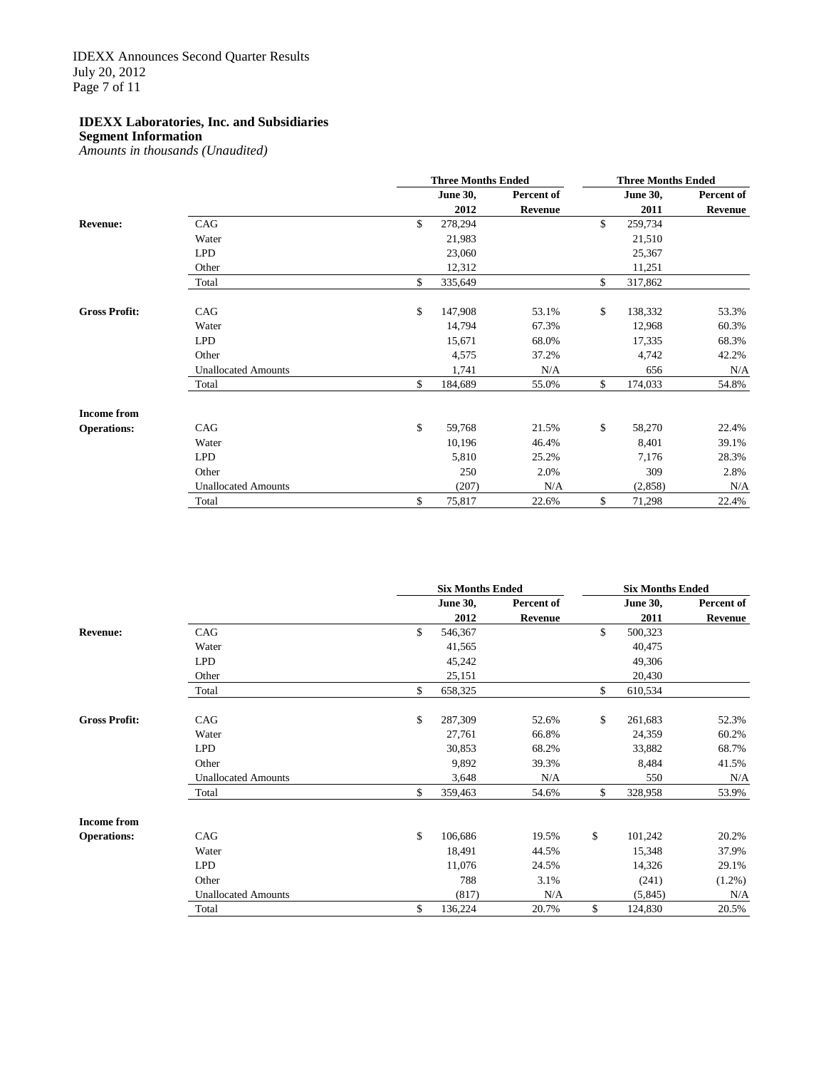**IDEXX Laboratories, Inc. and Subsidiaries**
**Segment Information**
*Amounts in thousands (Unaudited)*

| | | Three Months Ended | | Three Months Ended | |
|---|---|---|---|---|---|
| | | June 30, 2012 | Percent of Revenue | June 30, 2011 | Percent of Revenue |
| **Revenue:** | CAG | $ 278,294 | | $ 259,734 | |
| | Water | 21,983 | | 21,510 | |
| | LPD | 23,060 | | 25,367 | |
| | Other | 12,312 | | 11,251 | |
| | Total | $ 335,649 | | $ 317,862 | |
| **Gross Profit:** | CAG | $ 147,908 | 53.1% | $ 138,332 | 53.3% |
| | Water | 14,794 | 67.3% | 12,968 | 60.3% |
| | LPD | 15,671 | 68.0% | 17,335 | 68.3% |
| | Other | 4,575 | 37.2% | 4,742 | 42.2% |
| | Unallocated Amounts | 1,741 | N/A | 656 | N/A |
| | Total | $ 184,689 | 55.0% | $ 174,033 | 54.8% |
| **Income from Operations:** | CAG | $ 59,768 | 21.5% | $ 58,270 | 22.4% |
| | Water | 10,196 | 46.4% | 8,401 | 39.1% |
| | LPD | 5,810 | 25.2% | 7,176 | 28.3% |
| | Other | 250 | 2.0% | 309 | 2.8% |
| | Unallocated Amounts | (207) | N/A | (2,858) | N/A |
| | Total | $ 75,817 | 22.6% | $ 71,298 | 22.4% |

| | | Six Months Ended | | Six Months Ended | |
|---|---|---|---|---|---|
| | | June 30, 2012 | Percent of Revenue | June 30, 2011 | Percent of Revenue |
| **Revenue:** | CAG | $ 546,367 | | $ 500,323 | |
| | Water | 41,565 | | 40,475 | |
| | LPD | 45,242 | | 49,306 | |
| | Other | 25,151 | | 20,430 | |
| | Total | $ 658,325 | | $ 610,534 | |
| **Gross Profit:** | CAG | $ 287,309 | 52.6% | $ 261,683 | 52.3% |
| | Water | 27,761 | 66.8% | 24,359 | 60.2% |
| | LPD | 30,853 | 68.2% | 33,882 | 68.7% |
| | Other | 9,892 | 39.3% | 8,484 | 41.5% |
| | Unallocated Amounts | 3,648 | N/A | 550 | N/A |
| | Total | $ 359,463 | 54.6% | $ 328,958 | 53.9% |
| **Income from Operations:** | CAG | $ 106,686 | 19.5% | $ 101,242 | 20.2% |
| | Water | 18,491 | 44.5% | 15,348 | 37.9% |
| | LPD | 11,076 | 24.5% | 14,326 | 29.1% |
| | Other | 788 | 3.1% | (241) | (1.2%) |
| | Unallocated Amounts | (817) | N/A | (5,845) | N/A |
| | Total | $ 136,224 | 20.7% | $ 124,830 | 20.5% |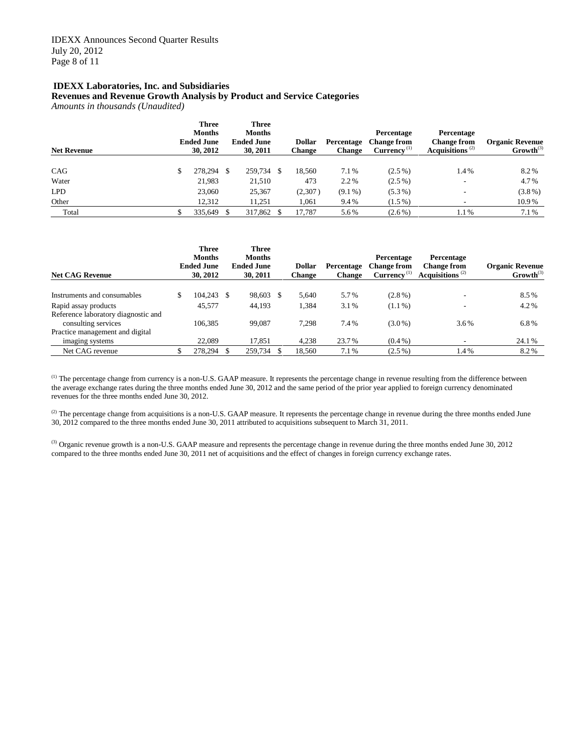**IDEXX Laboratories, Inc. and Subsidiaries**
**Revenues and Revenue Growth Analysis by Product and Service Categories**
*Amounts in thousands (Unaudited)*

| Net Revenue | Three Months Ended June 30, 2012 | Three Months Ended June 30, 2011 | Dollar Change | Percentage Change | Percentage Change from Currency [1] | Percentage Change from Acquisitions [2] | Organic Revenue Growth [3] |
|---|---|---|---|---|---|---|---|
| CAG | $ 278,294 | $ 259,734 | $ 18,560 | 7.1% | (2.5%) | 1.4% | 8.2% |
| Water | 21,983 | 21,510 | 473 | 2.2% | (2.5%) | - | 4.7% |
| LPD | 23,060 | 25,367 | (2,307) | (9.1%) | (5.3%) | - | (3.8%) |
| Other | 12,312 | 11,251 | 1,061 | 9.4% | (1.5%) | - | 10.9% |
| Total | $ 335,649 | $ 317,862 | $ 17,787 | 5.6% | (2.6%) | 1.1% | 7.1% |

| Net CAG Revenue | Three Months Ended June 30, 2012 | Three Months Ended June 30, 2011 | Dollar Change | Percentage Change | Percentage Change from Currency [1] | Percentage Change from Acquisitions [2] | Organic Revenue Growth [3] |
|---|---|---|---|---|---|---|---|
| Instruments and consumables | $ 104,243 | $ 98,603 | $ 5,640 | 5.7% | (2.8%) | - | 8.5% |
| Rapid assay products | 45,577 | 44,193 | 1,384 | 3.1% | (1.1%) | - | 4.2% |
| Reference laboratory diagnostic and consulting services | 106,385 | 99,087 | 7,298 | 7.4% | (3.0%) | 3.6% | 6.8% |
| Practice management and digital imaging systems | 22,089 | 17,851 | 4,238 | 23.7% | (0.4%) | - | 24.1% |
| Net CAG revenue | $ 278,294 | $ 259,734 | $ 18,560 | 7.1% | (2.5%) | 1.4% | 8.2% |

[1] The percentage change from currency is a non-U.S. GAAP measure. It represents the percentage change in revenue resulting from the difference between the average exchange rates during the three months ended June 30, 2012 and the same period of the prior year applied to foreign currency denominated revenues for the three months ended June 30, 2012.

[2] The percentage change from acquisitions is a non-U.S. GAAP measure. It represents the percentage change in revenue during the three months ended June 30, 2012 compared to the three months ended June 30, 2011 attributed to acquisitions subsequent to March 31, 2011.

[3] Organic revenue growth is a non-U.S. GAAP measure and represents the percentage change in revenue during the three months ended June 30, 2012 compared to the three months ended June 30, 2011 net of acquisitions and the effect of changes in foreign currency exchange rates.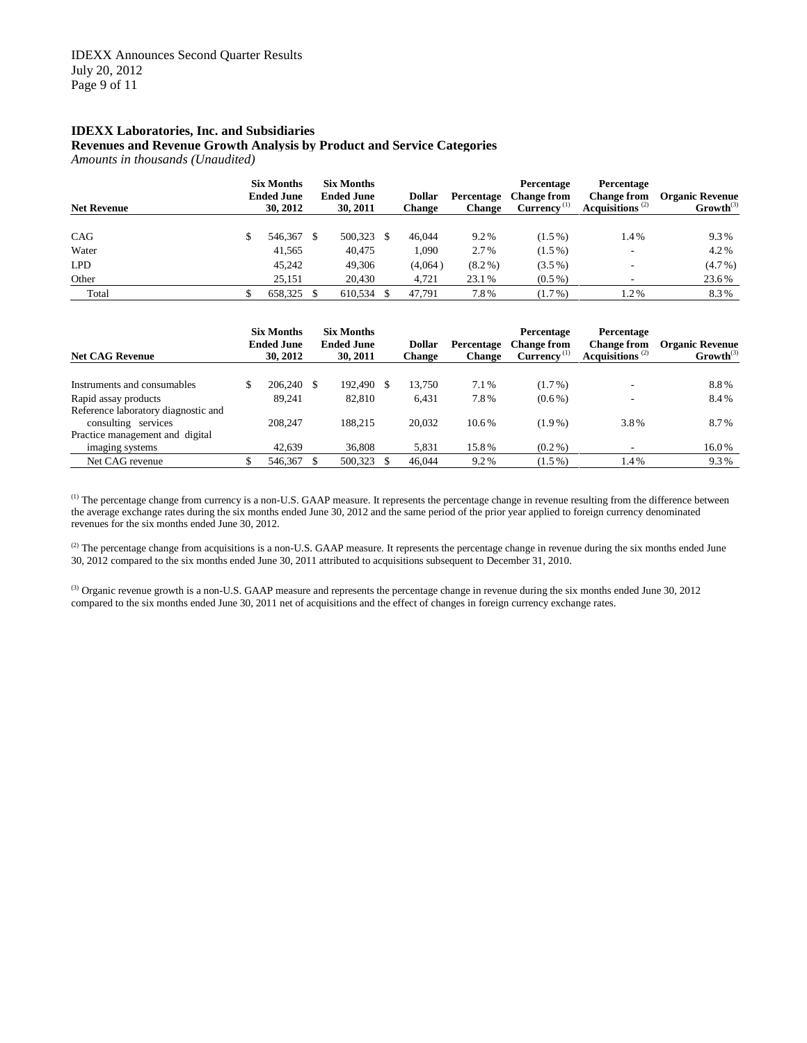**IDEXX Laboratories, Inc. and Subsidiaries**
**Revenues and Revenue Growth Analysis by Product and Service Categories**
*Amounts in thousands (Unaudited)*

| Net Revenue | Six Months Ended June 30, 2012 | Six Months Ended June 30, 2011 | Dollar Change | Percentage Change | Percentage Change from Currency [(1)] | Percentage Change from Acquisitions [(2)] | Organic Revenue Growth[(3)] |
|---|---|---|---|---|---|---|---|
| CAG | $ 546,367 | $ 500,323 | $ 46,044 | 9.2% | (1.5%) | 1.4% | 9.3% |
| Water | 41,565 | 40,475 | 1,090 | 2.7% | (1.5%) | - | 4.2% |
| LPD | 45,242 | 49,306 | (4,064) | (8.2%) | (3.5%) | - | (4.7%) |
| Other | 25,151 | 20,430 | 4,721 | 23.1% | (0.5%) | - | 23.6% |
| Total | $ 658,325 | $ 610,534 | $ 47,791 | 7.8% | (1.7%) | 1.2% | 8.3% |

| Net CAG Revenue | Six Months Ended June 30, 2012 | Six Months Ended June 30, 2011 | Dollar Change | Percentage Change | Percentage Change from Currency [(1)] | Percentage Change from Acquisitions [(2)] | Organic Revenue Growth[(3)] |
|---|---|---|---|---|---|---|---|
| Instruments and consumables | $ 206,240 | $ 192,490 | $ 13,750 | 7.1% | (1.7%) | - | 8.8% |
| Rapid assay products | 89,241 | 82,810 | 6,431 | 7.8% | (0.6%) | - | 8.4% |
| Reference laboratory diagnostic and consulting services | 208,247 | 188,215 | 20,032 | 10.6% | (1.9%) | 3.8% | 8.7% |
| Practice management and digital imaging systems | 42,639 | 36,808 | 5,831 | 15.8% | (0.2%) | - | 16.0% |
| Net CAG revenue | $ 546,367 | $ 500,323 | $ 46,044 | 9.2% | (1.5%) | 1.4% | 9.3% |

(1) The percentage change from currency is a non-U.S. GAAP measure. It represents the percentage change in revenue resulting from the difference between the average exchange rates during the six months ended June 30, 2012 and the same period of the prior year applied to foreign currency denominated revenues for the six months ended June 30, 2012.

(2) The percentage change from acquisitions is a non-U.S. GAAP measure. It represents the percentage change in revenue during the six months ended June 30, 2012 compared to the six months ended June 30, 2011 attributed to acquisitions subsequent to December 31, 2010.

(3) Organic revenue growth is a non-U.S. GAAP measure and represents the percentage change in revenue during the six months ended June 30, 2012 compared to the six months ended June 30, 2011 net of acquisitions and the effect of changes in foreign currency exchange rates.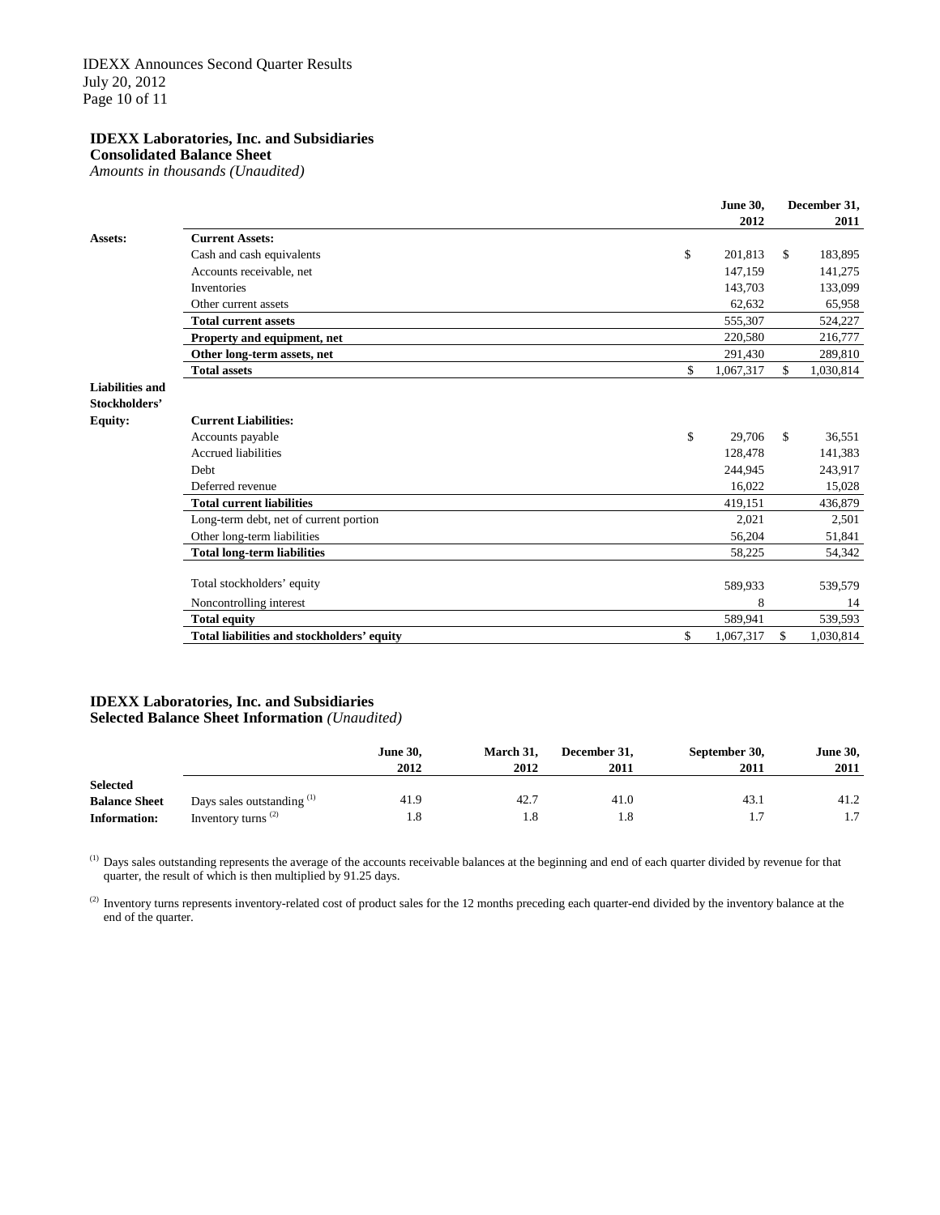**IDEXX Laboratories, Inc. and Subsidiaries**
**Consolidated Balance Sheet**
*Amounts in thousands (Unaudited)*

| | | June 30, 2012 | December 31, 2011 |
|---|---|---|---|
| **Assets:** | **Current Assets:** | | |
| | Cash and cash equivalents | $ 201,813 | $ 183,895 |
| | Accounts receivable, net | 147,159 | 141,275 |
| | Inventories | 143,703 | 133,099 |
| | Other current assets | 62,632 | 65,958 |
| | **Total current assets** | 555,307 | 524,227 |
| | **Property and equipment, net** | 220,580 | 216,777 |
| | **Other long-term assets, net** | 291,430 | 289,810 |
| | **Total assets** | $ 1,067,317 | $ 1,030,814 |
| **Liabilities and Stockholders' Equity:** | **Current Liabilities:** | | |
| | Accounts payable | $ 29,706 | $ 36,551 |
| | Accrued liabilities | 128,478 | 141,383 |
| | Debt | 244,945 | 243,917 |
| | Deferred revenue | 16,022 | 15,028 |
| | **Total current liabilities** | 419,151 | 436,879 |
| | Long-term debt, net of current portion | 2,021 | 2,501 |
| | Other long-term liabilities | 56,204 | 51,841 |
| | **Total long-term liabilities** | 58,225 | 54,342 |
| | Total stockholders' equity | 589,933 | 539,579 |
| | Noncontrolling interest | 8 | 14 |
| | **Total equity** | 589,941 | 539,593 |
| | **Total liabilities and stockholders' equity** | $ 1,067,317 | $ 1,030,814 |

**IDEXX Laboratories, Inc. and Subsidiaries**
**Selected Balance Sheet Information** *(Unaudited)*

| | | June 30, 2012 | March 31, 2012 | December 31, 2011 | September 30, 2011 | June 30, 2011 |
|---|---|---|---|---|---|---|
| **Selected Balance Sheet Information:** | Days sales outstanding [(1)] | 41.9 | 42.7 | 41.0 | 43.1 | 41.2 |
| | Inventory turns [(2)] | 1.8 | 1.8 | 1.8 | 1.7 | 1.7 |

[(1)] Days sales outstanding represents the average of the accounts receivable balances at the beginning and end of each quarter divided by revenue for that quarter, the result of which is then multiplied by 91.25 days.

[(2)] Inventory turns represents inventory-related cost of product sales for the 12 months preceding each quarter-end divided by the inventory balance at the end of the quarter.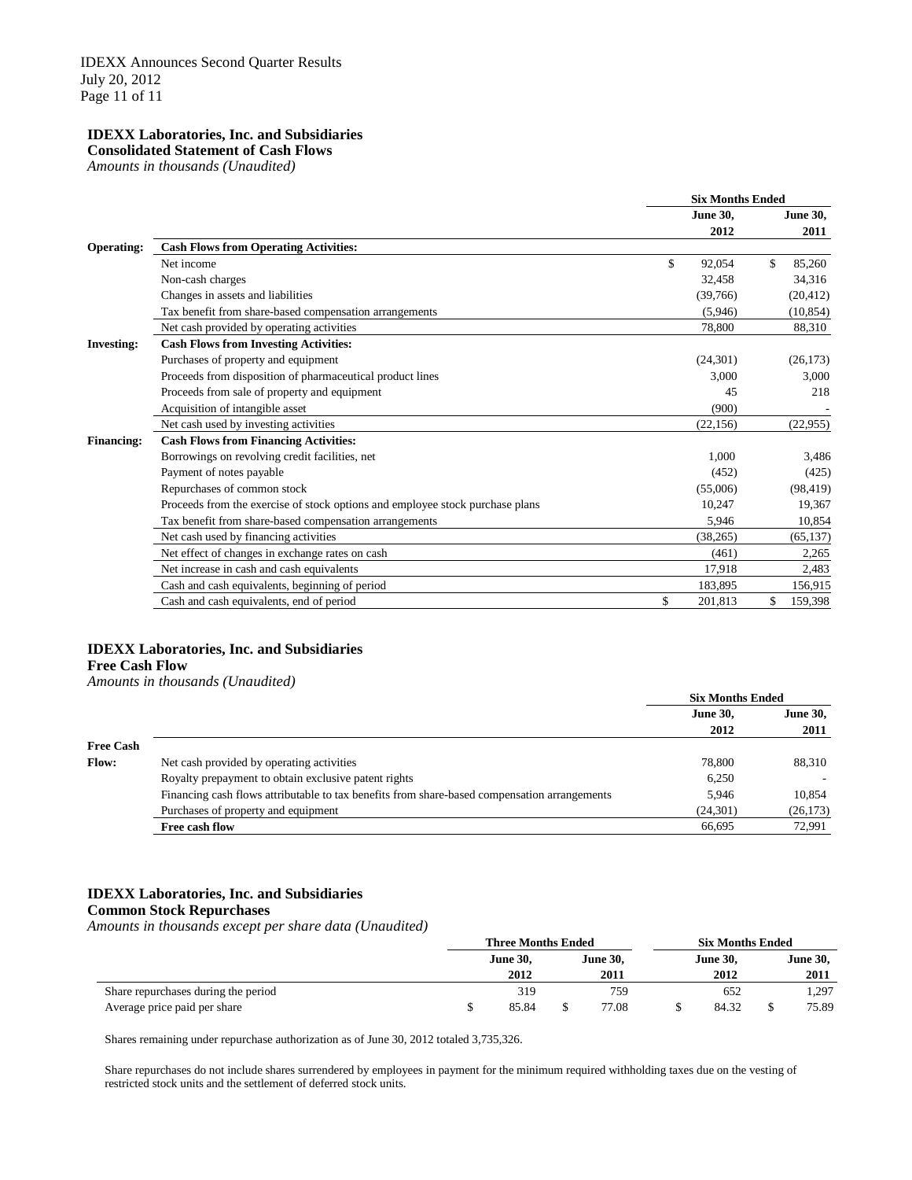**IDEXX Laboratories, Inc. and Subsidiaries**
**Consolidated Statement of Cash Flows**
*Amounts in thousands (Unaudited)*

| | | Six Months Ended | |
|---|---|---|---|
| | | June 30, 2012 | June 30, 2011 |
| **Operating:** | **Cash Flows from Operating Activities:** | | |
| | Net income | $ 92,054 | $ 85,260 |
| | Non-cash charges | 32,458 | 34,316 |
| | Changes in assets and liabilities | (39,766) | (20,412) |
| | Tax benefit from share-based compensation arrangements | (5,946) | (10,854) |
| | Net cash provided by operating activities | 78,800 | 88,310 |
| **Investing:** | **Cash Flows from Investing Activities:** | | |
| | Purchases of property and equipment | (24,301) | (26,173) |
| | Proceeds from disposition of pharmaceutical product lines | 3,000 | 3,000 |
| | Proceeds from sale of property and equipment | 45 | 218 |
| | Acquisition of intangible asset | (900) | - |
| | Net cash used by investing activities | (22,156) | (22,955) |
| **Financing:** | **Cash Flows from Financing Activities:** | | |
| | Borrowings on revolving credit facilities, net | 1,000 | 3,486 |
| | Payment of notes payable | (452) | (425) |
| | Repurchases of common stock | (55,006) | (98,419) |
| | Proceeds from the exercise of stock options and employee stock purchase plans | 10,247 | 19,367 |
| | Tax benefit from share-based compensation arrangements | 5,946 | 10,854 |
| | Net cash used by financing activities | (38,265) | (65,137) |
| | Net effect of changes in exchange rates on cash | (461) | 2,265 |
| | Net increase in cash and cash equivalents | 17,918 | 2,483 |
| | Cash and cash equivalents, beginning of period | 183,895 | 156,915 |
| | Cash and cash equivalents, end of period | $ 201,813 | $ 159,398 |

**IDEXX Laboratories, Inc. and Subsidiaries**
**Free Cash Flow**
*Amounts in thousands (Unaudited)*

| | | Six Months Ended | |
|---|---|---|---|
| | | June 30, 2012 | June 30, 2011 |
| **Free Cash Flow:** | Net cash provided by operating activities | 78,800 | 88,310 |
| | Royalty prepayment to obtain exclusive patent rights | 6,250 | - |
| | Financing cash flows attributable to tax benefits from share-based compensation arrangements | 5,946 | 10,854 |
| | Purchases of property and equipment | (24,301) | (26,173) |
| | **Free cash flow** | 66,695 | 72,991 |

**IDEXX Laboratories, Inc. and Subsidiaries**
**Common Stock Repurchases**
*Amounts in thousands except per share data (Unaudited)*

| | Three Months Ended | | Six Months Ended | |
|---|---|---|---|---|
| | June 30, 2012 | June 30, 2011 | June 30, 2012 | June 30, 2011 |
| Share repurchases during the period | 319 | 759 | 652 | 1,297 |
| Average price paid per share | $ 85.84 | $ 77.08 | $ 84.32 | $ 75.89 |

Shares remaining under repurchase authorization as of June 30, 2012 totaled 3,735,326.

Share repurchases do not include shares surrendered by employees in payment for the minimum required withholding taxes due on the vesting of restricted stock units and the settlement of deferred stock units.